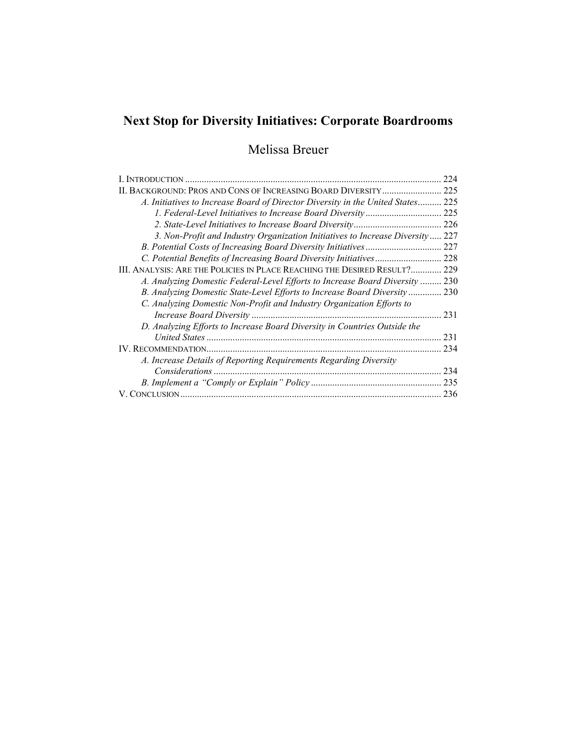# Next Stop for Diversity Initiatives: Corporate Boardrooms

Melissa Breuer

I. Introduction ........................................................................................................... 224

II. Background: Pros and Cons of Increasing Board Diversity ......................... 225

*A. Initiatives to Increase Board of Director Diversity in the United States* .......... 225

*1. Federal-Level Initiatives to Increase Board Diversity* ................................ 225

*2. State-Level Initiatives to Increase Board Diversity* ..................................... 226

*3. Non-Profit and Industry Organization Initiatives to Increase Diversity* ..... 227

*B. Potential Costs of Increasing Board Diversity Initiatives* ................................ 227

*C. Potential Benefits of Increasing Board Diversity Initiatives* ............................ 228

III. Analysis: Are the Policies in Place Reaching the Desired Result? ............. 229

*A. Analyzing Domestic Federal-Level Efforts to Increase Board Diversity* ......... 230

*B. Analyzing Domestic State-Level Efforts to Increase Board Diversity* .............. 230

*C. Analyzing Domestic Non-Profit and Industry Organization Efforts to Increase Board Diversity* ............................................................................... 231

*D. Analyzing Efforts to Increase Board Diversity in Countries Outside the United States* .................................................................................................. 231

IV. Recommendation................................................................................................. 234

*A. Increase Details of Reporting Requirements Regarding Diversity Considerations* ............................................................................................... 234

*B. Implement a "Comply or Explain" Policy* ....................................................... 235

V. Conclusion ............................................................................................................. 236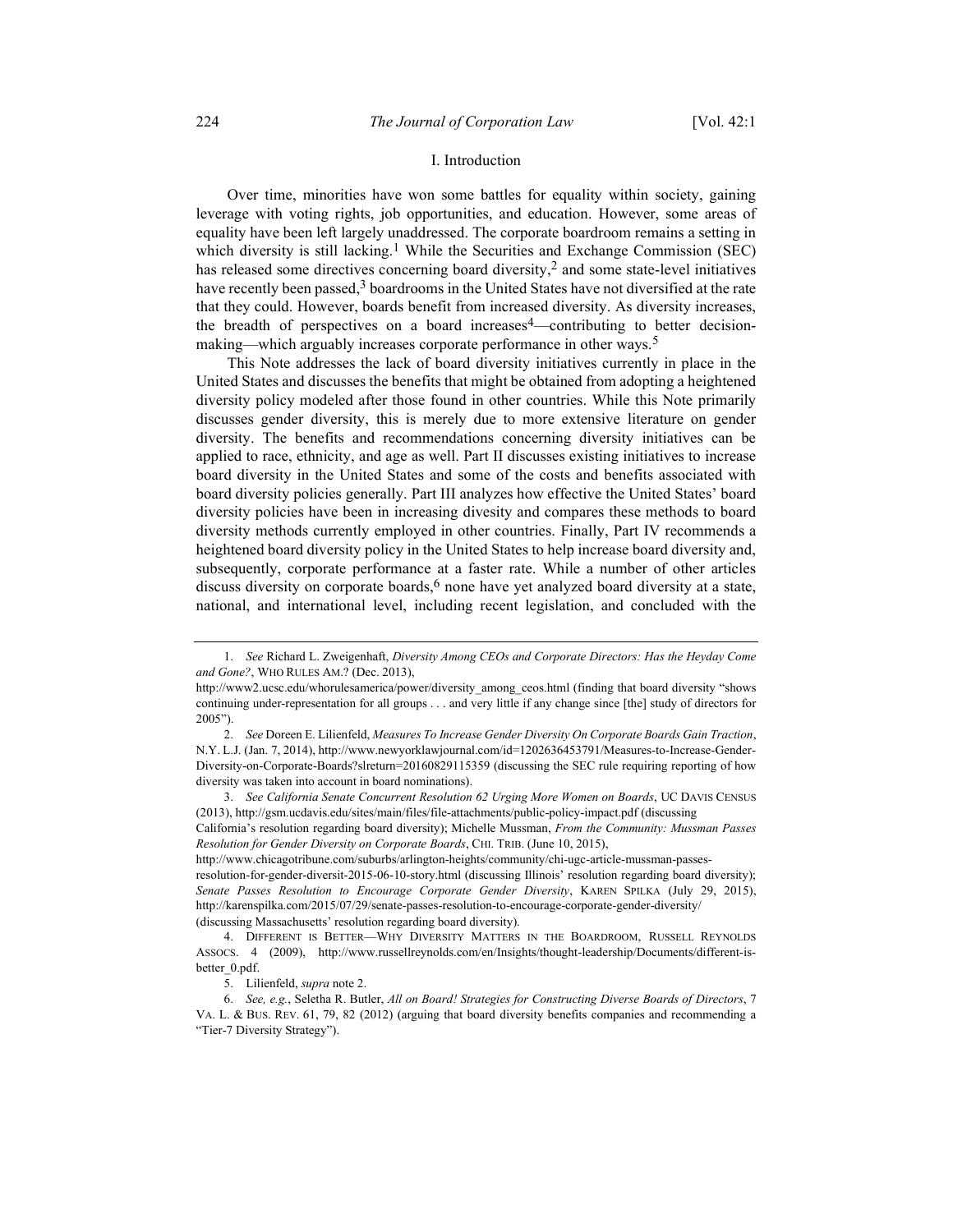## I. Introduction

Over time, minorities have won some battles for equality within society, gaining leverage with voting rights, job opportunities, and education. However, some areas of equality have been left largely unaddressed. The corporate boardroom remains a setting in which diversity is still lacking.[1] While the Securities and Exchange Commission (SEC) has released some directives concerning board diversity,[2] and some state-level initiatives have recently been passed,[3] boardrooms in the United States have not diversified at the rate that they could. However, boards benefit from increased diversity. As diversity increases, the breadth of perspectives on a board increases[4]—contributing to better decision-making—which arguably increases corporate performance in other ways.[5]

This Note addresses the lack of board diversity initiatives currently in place in the United States and discusses the benefits that might be obtained from adopting a heightened diversity policy modeled after those found in other countries. While this Note primarily discusses gender diversity, this is merely due to more extensive literature on gender diversity. The benefits and recommendations concerning diversity initiatives can be applied to race, ethnicity, and age as well. Part II discusses existing initiatives to increase board diversity in the United States and some of the costs and benefits associated with board diversity policies generally. Part III analyzes how effective the United States' board diversity policies have been in increasing diversity and compares these methods to board diversity methods currently employed in other countries. Finally, Part IV recommends a heightened board diversity policy in the United States to help increase board diversity and, subsequently, corporate performance at a faster rate. While a number of other articles discuss diversity on corporate boards,[6] none have yet analyzed board diversity at a state, national, and international level, including recent legislation, and concluded with the

---

1. *See* Richard L. Zweigenhaft, *Diversity Among CEOs and Corporate Directors: Has the Heyday Come and Gone?*, WHO RULES AM.? (Dec. 2013), http://www2.ucsc.edu/whorulesamerica/power/diversity_among_ceos.html (finding that board diversity "shows continuing under-representation for all groups . . . and very little if any change since [the] study of directors for 2005").

2. *See* Doreen E. Lilienfeld, *Measures To Increase Gender Diversity On Corporate Boards Gain Traction*, N.Y. L.J. (Jan. 7, 2014), http://www.newyorklawjournal.com/id=1202636453791/Measures-to-Increase-Gender-Diversity-on-Corporate-Boards?slreturn=20160829115359 (discussing the SEC rule requiring reporting of how diversity was taken into account in board nominations).

3. *See California Senate Concurrent Resolution 62 Urging More Women on Boards*, UC DAVIS CENSUS (2013), http://gsm.ucdavis.edu/sites/main/files/file-attachments/public-policy-impact.pdf (discussing California's resolution regarding board diversity); Michelle Mussman, *From the Community: Mussman Passes Resolution for Gender Diversity on Corporate Boards*, CHI. TRIB. (June 10, 2015), http://www.chicagotribune.com/suburbs/arlington-heights/community/chi-ugc-article-mussman-passes-resolution-for-gender-diversit-2015-06-10-story.html (discussing Illinois' resolution regarding board diversity); *Senate Passes Resolution to Encourage Corporate Gender Diversity*, KAREN SPILKA (July 29, 2015), http://karenspilka.com/2015/07/29/senate-passes-resolution-to-encourage-corporate-gender-diversity/ (discussing Massachusetts' resolution regarding board diversity).

4. DIFFERENT IS BETTER—WHY DIVERSITY MATTERS IN THE BOARDROOM, RUSSELL REYNOLDS ASSOCS. 4 (2009), http://www.russellreynolds.com/en/Insights/thought-leadership/Documents/different-is-better_0.pdf.

5. Lilienfeld, *supra* note 2.

6. *See, e.g.*, Seletha R. Butler, *All on Board! Strategies for Constructing Diverse Boards of Directors*, 7 VA. L. & BUS. REV. 61, 79, 82 (2012) (arguing that board diversity benefits companies and recommending a "Tier-7 Diversity Strategy").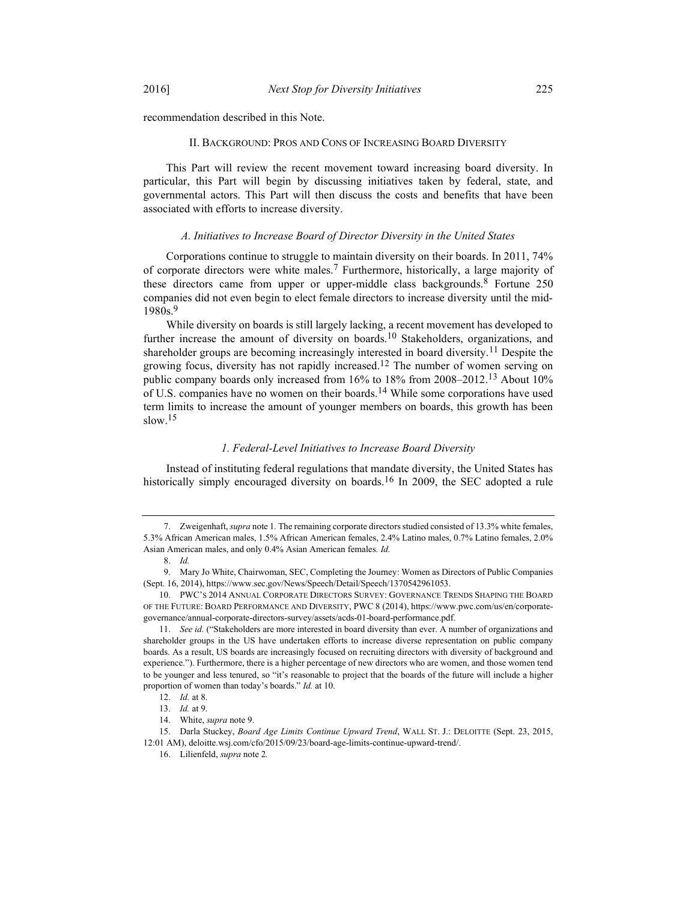recommendation described in this Note.

## II. BACKGROUND: PROS AND CONS OF INCREASING BOARD DIVERSITY

This Part will review the recent movement toward increasing board diversity. In particular, this Part will begin by discussing initiatives taken by federal, state, and governmental actors. This Part will then discuss the costs and benefits that have been associated with efforts to increase diversity.

### *A. Initiatives to Increase Board of Director Diversity in the United States*

Corporations continue to struggle to maintain diversity on their boards. In 2011, 74% of corporate directors were white males.[7] Furthermore, historically, a large majority of these directors came from upper or upper-middle class backgrounds.[8] Fortune 250 companies did not even begin to elect female directors to increase diversity until the mid-1980s.[9]

While diversity on boards is still largely lacking, a recent movement has developed to further increase the amount of diversity on boards.[10] Stakeholders, organizations, and shareholder groups are becoming increasingly interested in board diversity.[11] Despite the growing focus, diversity has not rapidly increased.[12] The number of women serving on public company boards only increased from 16% to 18% from 2008–2012.[13] About 10% of U.S. companies have no women on their boards.[14] While some corporations have used term limits to increase the amount of younger members on boards, this growth has been slow.[15]

#### *1. Federal-Level Initiatives to Increase Board Diversity*

Instead of instituting federal regulations that mandate diversity, the United States has historically simply encouraged diversity on boards.[16] In 2009, the SEC adopted a rule

---

7. Zweigenhaft, *supra* note 1. The remaining corporate directors studied consisted of 13.3% white females, 5.3% African American males, 1.5% African American females, 2.4% Latino males, 0.7% Latino females, 2.0% Asian American males, and only 0.4% Asian American females. *Id.*

8. *Id.*

9. Mary Jo White, Chairwoman, SEC, Completing the Journey: Women as Directors of Public Companies (Sept. 16, 2014), https://www.sec.gov/News/Speech/Detail/Speech/1370542961053.

10. PWC'S 2014 ANNUAL CORPORATE DIRECTORS SURVEY: GOVERNANCE TRENDS SHAPING THE BOARD OF THE FUTURE: BOARD PERFORMANCE AND DIVERSITY, PWC 8 (2014), https://www.pwc.com/us/en/corporate-governance/annual-corporate-directors-survey/assets/acds-01-board-performance.pdf.

11. *See id.* ("Stakeholders are more interested in board diversity than ever. A number of organizations and shareholder groups in the US have undertaken efforts to increase diverse representation on public company boards. As a result, US boards are increasingly focused on recruiting directors with diversity of background and experience."). Furthermore, there is a higher percentage of new directors who are women, and those women tend to be younger and less tenured, so "it's reasonable to project that the boards of the future will include a higher proportion of women than today's boards." *Id.* at 10.

12. *Id.* at 8.

13. *Id.* at 9.

14. White, *supra* note 9.

15. Darla Stuckey, *Board Age Limits Continue Upward Trend*, WALL ST. J.: DELOITTE (Sept. 23, 2015, 12:01 AM), deloitte.wsj.com/cfo/2015/09/23/board-age-limits-continue-upward-trend/.

16. Lilienfeld, *supra* note 2.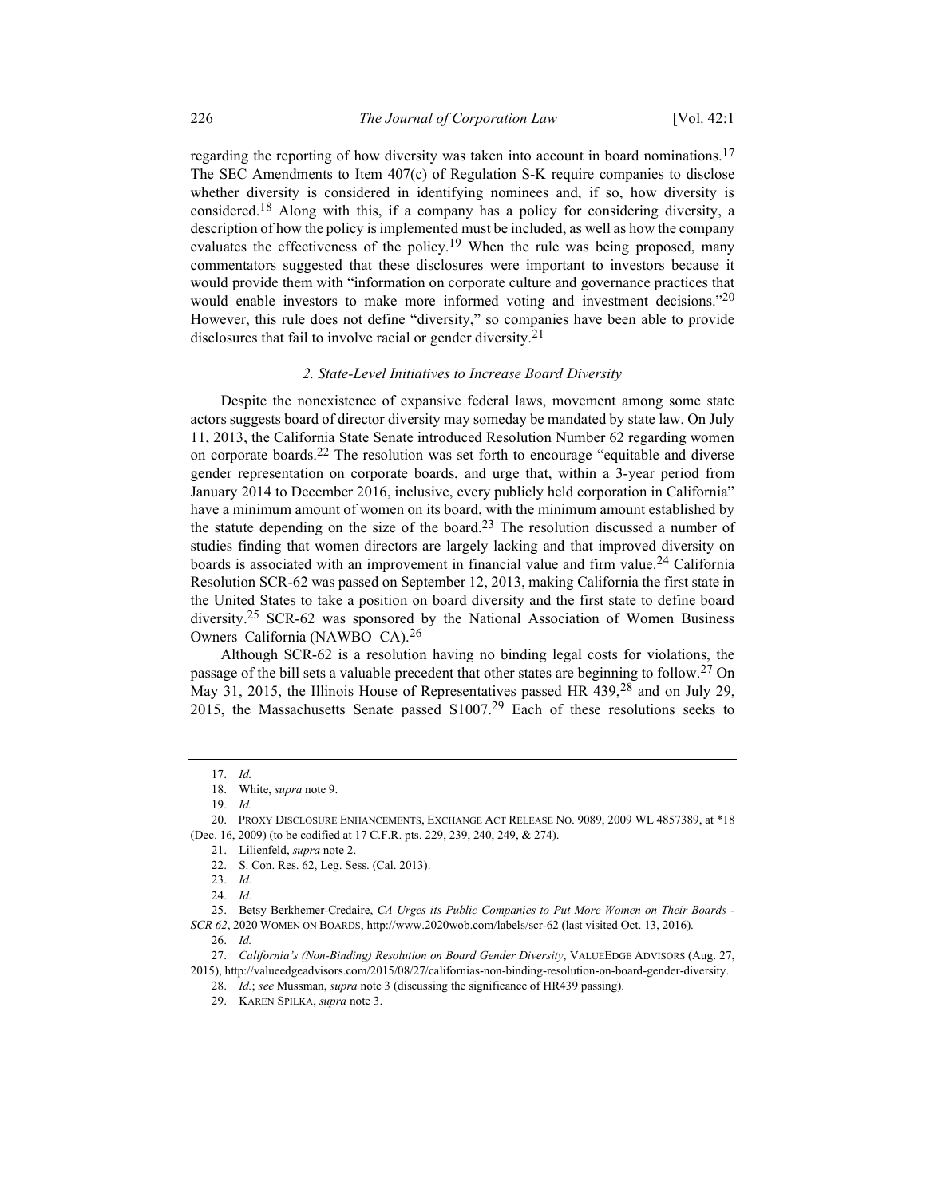regarding the reporting of how diversity was taken into account in board nominations.[17] The SEC Amendments to Item 407(c) of Regulation S-K require companies to disclose whether diversity is considered in identifying nominees and, if so, how diversity is considered.[18] Along with this, if a company has a policy for considering diversity, a description of how the policy is implemented must be included, as well as how the company evaluates the effectiveness of the policy.[19] When the rule was being proposed, many commentators suggested that these disclosures were important to investors because it would provide them with "information on corporate culture and governance practices that would enable investors to make more informed voting and investment decisions."[20] However, this rule does not define "diversity," so companies have been able to provide disclosures that fail to involve racial or gender diversity.[21]

### *2. State-Level Initiatives to Increase Board Diversity*

Despite the nonexistence of expansive federal laws, movement among some state actors suggests board of director diversity may someday be mandated by state law. On July 11, 2013, the California State Senate introduced Resolution Number 62 regarding women on corporate boards.[22] The resolution was set forth to encourage "equitable and diverse gender representation on corporate boards, and urge that, within a 3-year period from January 2014 to December 2016, inclusive, every publicly held corporation in California" have a minimum amount of women on its board, with the minimum amount established by the statute depending on the size of the board.[23] The resolution discussed a number of studies finding that women directors are largely lacking and that improved diversity on boards is associated with an improvement in financial value and firm value.[24] California Resolution SCR-62 was passed on September 12, 2013, making California the first state in the United States to take a position on board diversity and the first state to define board diversity.[25] SCR-62 was sponsored by the National Association of Women Business Owners–California (NAWBO–CA).[26]

Although SCR-62 is a resolution having no binding legal costs for violations, the passage of the bill sets a valuable precedent that other states are beginning to follow.[27] On May 31, 2015, the Illinois House of Representatives passed HR 439,[28] and on July 29, 2015, the Massachusetts Senate passed S1007.[29] Each of these resolutions seeks to

---

17. *Id.*

18. White, *supra* note 9.

19. *Id.*

20. PROXY DISCLOSURE ENHANCEMENTS, EXCHANGE ACT RELEASE NO. 9089, 2009 WL 4857389, at \*18 (Dec. 16, 2009) (to be codified at 17 C.F.R. pts. 229, 239, 240, 249, & 274).

21. Lilienfeld, *supra* note 2.

22. S. Con. Res. 62, Leg. Sess. (Cal. 2013).

23. *Id.*

24. *Id.*

25. Betsy Berkhemer-Credaire, *CA Urges its Public Companies to Put More Women on Their Boards - SCR 62*, 2020 WOMEN ON BOARDS, http://www.2020wob.com/labels/scr-62 (last visited Oct. 13, 2016).

26. *Id.*

27. *California's (Non-Binding) Resolution on Board Gender Diversity*, VALUEEDGE ADVISORS (Aug. 27, 2015), http://valueedgeadvisors.com/2015/08/27/californias-non-binding-resolution-on-board-gender-diversity.

28. *Id.*; *see* Mussman, *supra* note 3 (discussing the significance of HR439 passing).

29. KAREN SPILKA, *supra* note 3.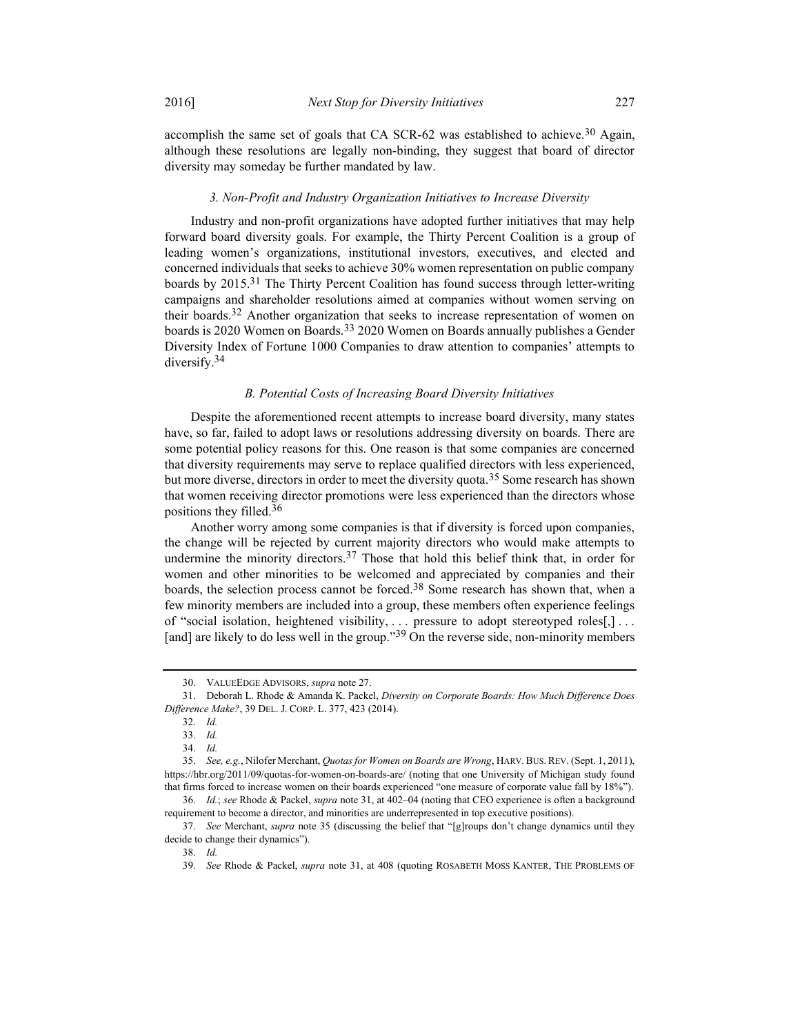accomplish the same set of goals that CA SCR-62 was established to achieve.[30] Again, although these resolutions are legally non-binding, they suggest that board of director diversity may someday be further mandated by law.

### *3. Non-Profit and Industry Organization Initiatives to Increase Diversity*

Industry and non-profit organizations have adopted further initiatives that may help forward board diversity goals. For example, the Thirty Percent Coalition is a group of leading women's organizations, institutional investors, executives, and elected and concerned individuals that seeks to achieve 30% women representation on public company boards by 2015.[31] The Thirty Percent Coalition has found success through letter-writing campaigns and shareholder resolutions aimed at companies without women serving on their boards.[32] Another organization that seeks to increase representation of women on boards is 2020 Women on Boards.[33] 2020 Women on Boards annually publishes a Gender Diversity Index of Fortune 1000 Companies to draw attention to companies' attempts to diversify.[34]

## *B. Potential Costs of Increasing Board Diversity Initiatives*

Despite the aforementioned recent attempts to increase board diversity, many states have, so far, failed to adopt laws or resolutions addressing diversity on boards. There are some potential policy reasons for this. One reason is that some companies are concerned that diversity requirements may serve to replace qualified directors with less experienced, but more diverse, directors in order to meet the diversity quota.[35] Some research has shown that women receiving director promotions were less experienced than the directors whose positions they filled.[36]

Another worry among some companies is that if diversity is forced upon companies, the change will be rejected by current majority directors who would make attempts to undermine the minority directors.[37] Those that hold this belief think that, in order for women and other minorities to be welcomed and appreciated by companies and their boards, the selection process cannot be forced.[38] Some research has shown that, when a few minority members are included into a group, these members often experience feelings of "social isolation, heightened visibility, . . . pressure to adopt stereotyped roles[,] . . . [and] are likely to do less well in the group."[39] On the reverse side, non-minority members

---

30. VALUEEDGE ADVISORS, *supra* note 27.

31. Deborah L. Rhode & Amanda K. Packel, *Diversity on Corporate Boards: How Much Difference Does Difference Make?*, 39 DEL. J. CORP. L. 377, 423 (2014).

32. *Id.*

33. *Id.*

34. *Id.*

35. *See, e.g.*, Nilofer Merchant, *Quotas for Women on Boards are Wrong*, HARV. BUS. REV. (Sept. 1, 2011), https://hbr.org/2011/09/quotas-for-women-on-boards-are/ (noting that one University of Michigan study found that firms forced to increase women on their boards experienced "one measure of corporate value fall by 18%").

36. *Id.*; *see* Rhode & Packel, *supra* note 31, at 402–04 (noting that CEO experience is often a background requirement to become a director, and minorities are underrepresented in top executive positions).

37. *See* Merchant, *supra* note 35 (discussing the belief that "[g]roups don't change dynamics until they decide to change their dynamics").

38. *Id.*

39. *See* Rhode & Packel, *supra* note 31, at 408 (quoting ROSABETH MOSS KANTER, THE PROBLEMS OF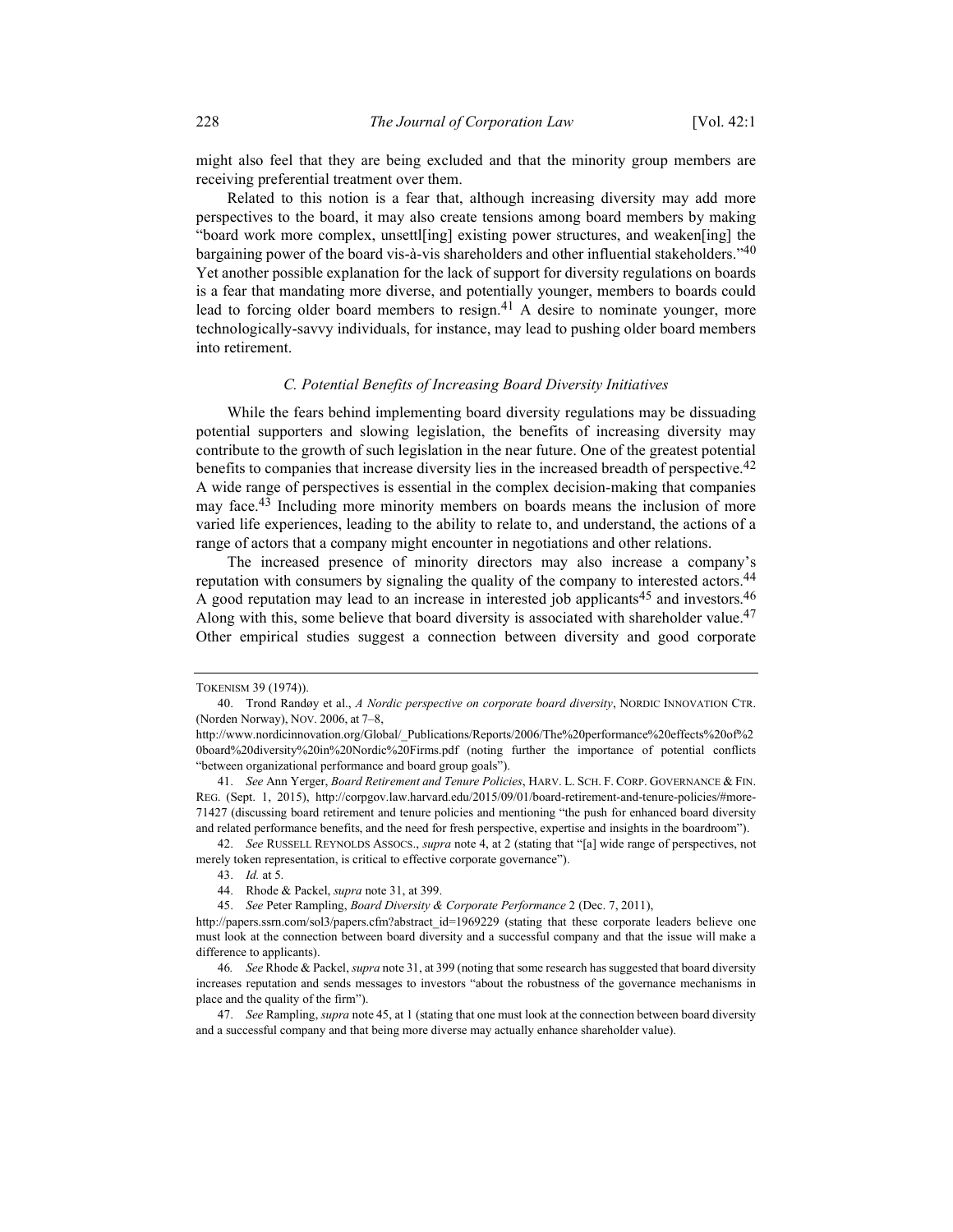might also feel that they are being excluded and that the minority group members are receiving preferential treatment over them.

Related to this notion is a fear that, although increasing diversity may add more perspectives to the board, it may also create tensions among board members by making "board work more complex, unsettl[ing] existing power structures, and weaken[ing] the bargaining power of the board vis-à-vis shareholders and other influential stakeholders."[40] Yet another possible explanation for the lack of support for diversity regulations on boards is a fear that mandating more diverse, and potentially younger, members to boards could lead to forcing older board members to resign.[41] A desire to nominate younger, more technologically-savvy individuals, for instance, may lead to pushing older board members into retirement.

### *C. Potential Benefits of Increasing Board Diversity Initiatives*

While the fears behind implementing board diversity regulations may be dissuading potential supporters and slowing legislation, the benefits of increasing diversity may contribute to the growth of such legislation in the near future. One of the greatest potential benefits to companies that increase diversity lies in the increased breadth of perspective.[42] A wide range of perspectives is essential in the complex decision-making that companies may face.[43] Including more minority members on boards means the inclusion of more varied life experiences, leading to the ability to relate to, and understand, the actions of a range of actors that a company might encounter in negotiations and other relations.

The increased presence of minority directors may also increase a company's reputation with consumers by signaling the quality of the company to interested actors.[44] A good reputation may lead to an increase in interested job applicants[45] and investors.[46] Along with this, some believe that board diversity is associated with shareholder value.[47] Other empirical studies suggest a connection between diversity and good corporate

---

TOKENISM 39 (1974)).

40. Trond Randøy et al., *A Nordic perspective on corporate board diversity*, NORDIC INNOVATION CTR. (Norden Norway), NOV. 2006, at 7–8, http://www.nordicinnovation.org/Global/_Publications/Reports/2006/The%20performance%20effects%20of%20board%20diversity%20in%20Nordic%20Firms.pdf (noting further the importance of potential conflicts "between organizational performance and board group goals").

41. *See* Ann Yerger, *Board Retirement and Tenure Policies*, HARV. L. SCH. F. CORP. GOVERNANCE & FIN. REG. (Sept. 1, 2015), http://corpgov.law.harvard.edu/2015/09/01/board-retirement-and-tenure-policies/#more-71427 (discussing board retirement and tenure policies and mentioning "the push for enhanced board diversity and related performance benefits, and the need for fresh perspective, expertise and insights in the boardroom").

42. *See* RUSSELL REYNOLDS ASSOCS., *supra* note 4, at 2 (stating that "[a] wide range of perspectives, not merely token representation, is critical to effective corporate governance").

43. *Id.* at 5.

44. Rhode & Packel, *supra* note 31, at 399.

45. *See* Peter Rampling, *Board Diversity & Corporate Performance* 2 (Dec. 7, 2011), http://papers.ssrn.com/sol3/papers.cfm?abstract_id=1969229 (stating that these corporate leaders believe one must look at the connection between board diversity and a successful company and that the issue will make a difference to applicants).

46. *See* Rhode & Packel, *supra* note 31, at 399 (noting that some research has suggested that board diversity increases reputation and sends messages to investors "about the robustness of the governance mechanisms in place and the quality of the firm").

47. *See* Rampling, *supra* note 45, at 1 (stating that one must look at the connection between board diversity and a successful company and that being more diverse may actually enhance shareholder value).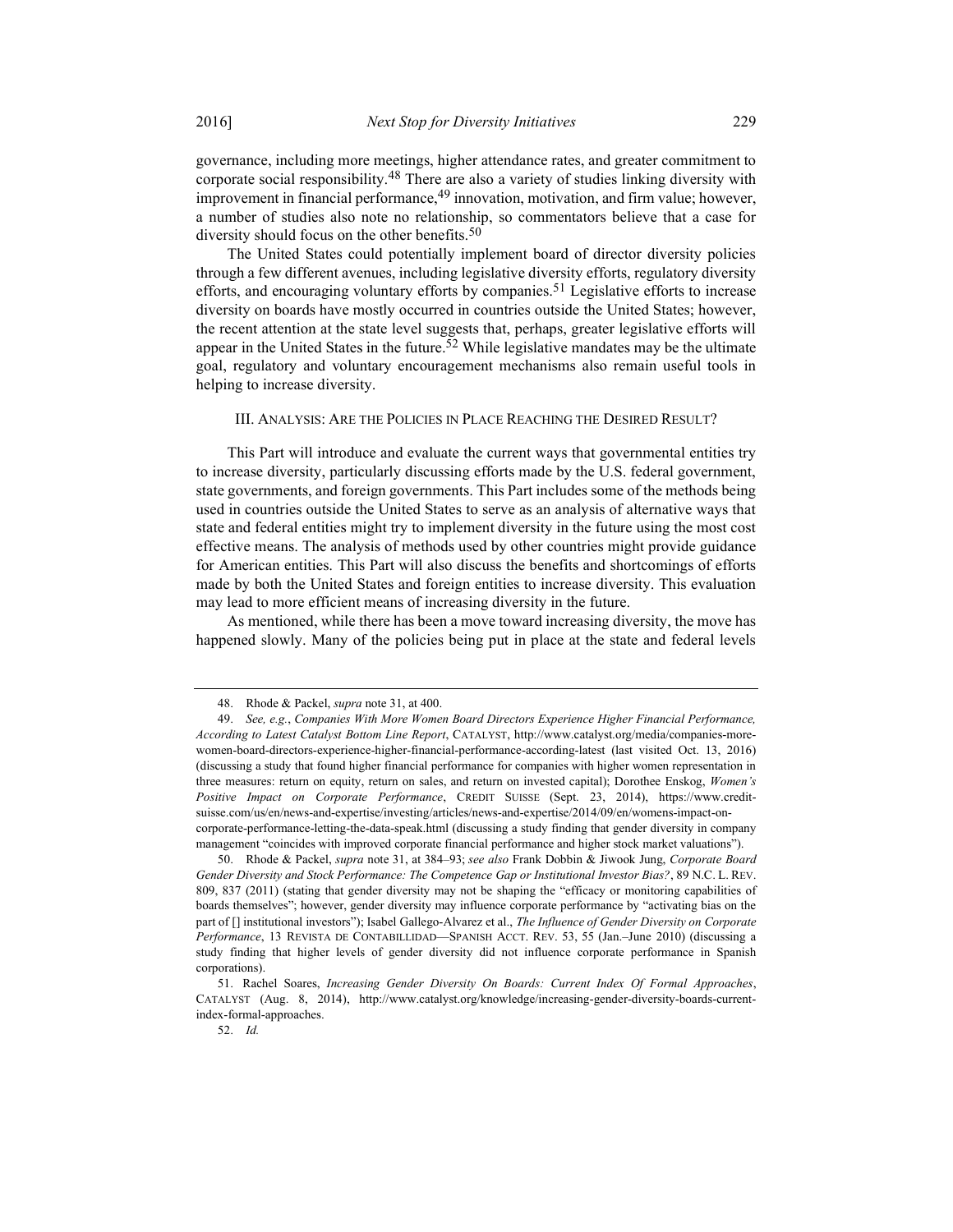governance, including more meetings, higher attendance rates, and greater commitment to corporate social responsibility.[48] There are also a variety of studies linking diversity with improvement in financial performance,[49] innovation, motivation, and firm value; however, a number of studies also note no relationship, so commentators believe that a case for diversity should focus on the other benefits.[50]

The United States could potentially implement board of director diversity policies through a few different avenues, including legislative diversity efforts, regulatory diversity efforts, and encouraging voluntary efforts by companies.[51] Legislative efforts to increase diversity on boards have mostly occurred in countries outside the United States; however, the recent attention at the state level suggests that, perhaps, greater legislative efforts will appear in the United States in the future.[52] While legislative mandates may be the ultimate goal, regulatory and voluntary encouragement mechanisms also remain useful tools in helping to increase diversity.

## III. ANALYSIS: ARE THE POLICIES IN PLACE REACHING THE DESIRED RESULT?

This Part will introduce and evaluate the current ways that governmental entities try to increase diversity, particularly discussing efforts made by the U.S. federal government, state governments, and foreign governments. This Part includes some of the methods being used in countries outside the United States to serve as an analysis of alternative ways that state and federal entities might try to implement diversity in the future using the most cost effective means. The analysis of methods used by other countries might provide guidance for American entities. This Part will also discuss the benefits and shortcomings of efforts made by both the United States and foreign entities to increase diversity. This evaluation may lead to more efficient means of increasing diversity in the future.

As mentioned, while there has been a move toward increasing diversity, the move has happened slowly. Many of the policies being put in place at the state and federal levels

---

48. Rhode & Packel, *supra* note 31, at 400.

49. *See, e.g.*, *Companies With More Women Board Directors Experience Higher Financial Performance, According to Latest Catalyst Bottom Line Report*, CATALYST, http://www.catalyst.org/media/companies-more-women-board-directors-experience-higher-financial-performance-according-latest (last visited Oct. 13, 2016) (discussing a study that found higher financial performance for companies with higher women representation in three measures: return on equity, return on sales, and return on invested capital); Dorothee Enskog, *Women's Positive Impact on Corporate Performance*, CREDIT SUISSE (Sept. 23, 2014), https://www.credit-suisse.com/us/en/news-and-expertise/investing/articles/news-and-expertise/2014/09/en/womens-impact-on-corporate-performance-letting-the-data-speak.html (discussing a study finding that gender diversity in company management "coincides with improved corporate financial performance and higher stock market valuations").

50. Rhode & Packel, *supra* note 31, at 384–93; *see also* Frank Dobbin & Jiwook Jung, *Corporate Board Gender Diversity and Stock Performance: The Competence Gap or Institutional Investor Bias?*, 89 N.C. L. REV. 809, 837 (2011) (stating that gender diversity may not be shaping the "efficacy or monitoring capabilities of boards themselves"; however, gender diversity may influence corporate performance by "activating bias on the part of [] institutional investors"); Isabel Gallego-Alvarez et al., *The Influence of Gender Diversity on Corporate Performance*, 13 REVISTA DE CONTABILLIDAD—SPANISH ACCT. REV. 53, 55 (Jan.–June 2010) (discussing a study finding that higher levels of gender diversity did not influence corporate performance in Spanish corporations).

51. Rachel Soares, *Increasing Gender Diversity On Boards: Current Index Of Formal Approaches*, CATALYST (Aug. 8, 2014), http://www.catalyst.org/knowledge/increasing-gender-diversity-boards-current-index-formal-approaches.

52. *Id.*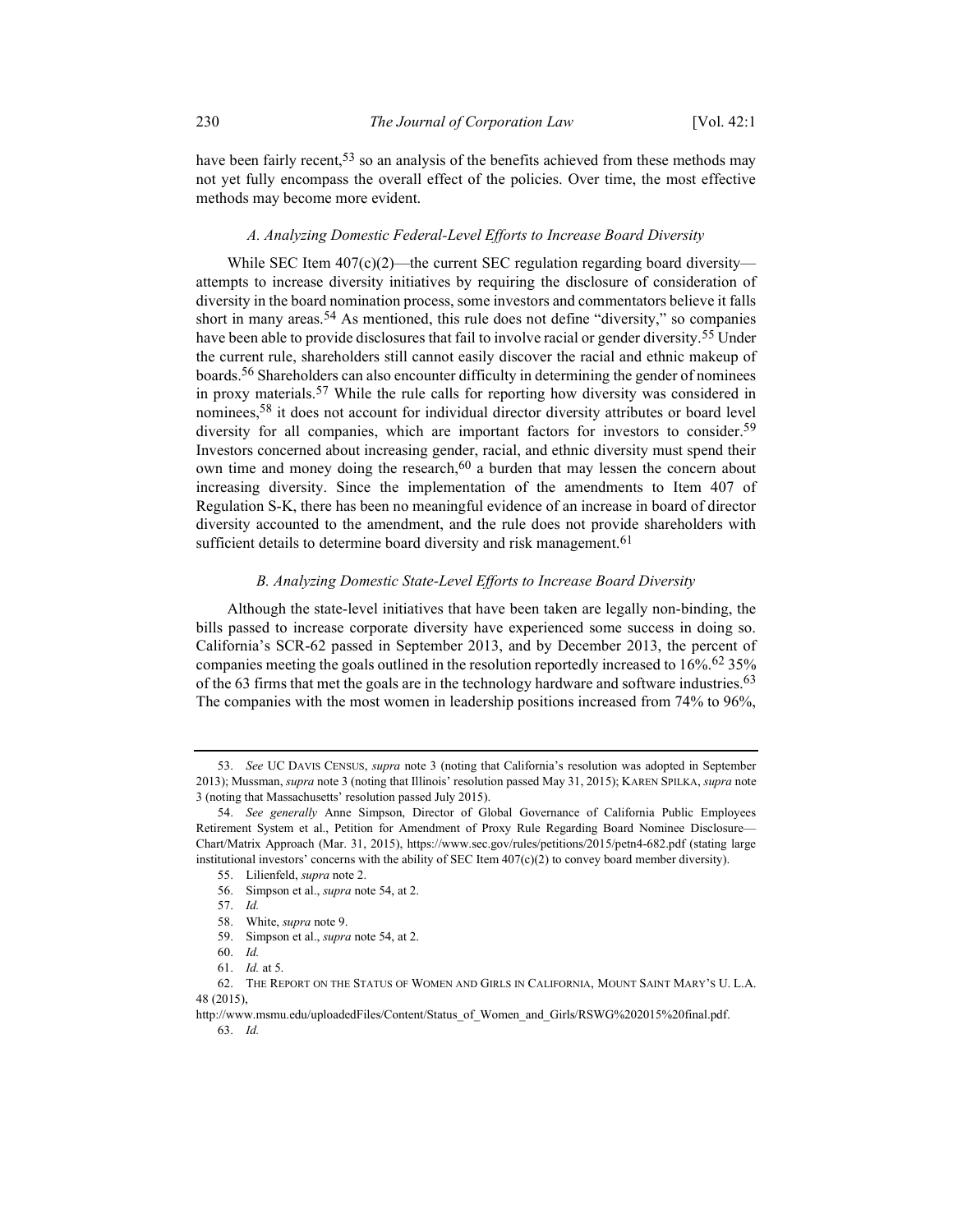have been fairly recent,[53] so an analysis of the benefits achieved from these methods may not yet fully encompass the overall effect of the policies. Over time, the most effective methods may become more evident.

### *A. Analyzing Domestic Federal-Level Efforts to Increase Board Diversity*

While SEC Item 407(c)(2)—the current SEC regulation regarding board diversity—attempts to increase diversity initiatives by requiring the disclosure of consideration of diversity in the board nomination process, some investors and commentators believe it falls short in many areas.[54] As mentioned, this rule does not define "diversity," so companies have been able to provide disclosures that fail to involve racial or gender diversity.[55] Under the current rule, shareholders still cannot easily discover the racial and ethnic makeup of boards.[56] Shareholders can also encounter difficulty in determining the gender of nominees in proxy materials.[57] While the rule calls for reporting how diversity was considered in nominees,[58] it does not account for individual director diversity attributes or board level diversity for all companies, which are important factors for investors to consider.[59] Investors concerned about increasing gender, racial, and ethnic diversity must spend their own time and money doing the research,[60] a burden that may lessen the concern about increasing diversity. Since the implementation of the amendments to Item 407 of Regulation S-K, there has been no meaningful evidence of an increase in board of director diversity accounted to the amendment, and the rule does not provide shareholders with sufficient details to determine board diversity and risk management.[61]

### *B. Analyzing Domestic State-Level Efforts to Increase Board Diversity*

Although the state-level initiatives that have been taken are legally non-binding, the bills passed to increase corporate diversity have experienced some success in doing so. California's SCR-62 passed in September 2013, and by December 2013, the percent of companies meeting the goals outlined in the resolution reportedly increased to 16%.[62] 35% of the 63 firms that met the goals are in the technology hardware and software industries.[63] The companies with the most women in leadership positions increased from 74% to 96%,

---

53. *See* UC DAVIS CENSUS, *supra* note 3 (noting that California's resolution was adopted in September 2013); Mussman, *supra* note 3 (noting that Illinois' resolution passed May 31, 2015); KAREN SPILKA, *supra* note 3 (noting that Massachusetts' resolution passed July 2015).

54. *See generally* Anne Simpson, Director of Global Governance of California Public Employees Retirement System et al., Petition for Amendment of Proxy Rule Regarding Board Nominee Disclosure—Chart/Matrix Approach (Mar. 31, 2015), https://www.sec.gov/rules/petitions/2015/petn4-682.pdf (stating large institutional investors' concerns with the ability of SEC Item 407(c)(2) to convey board member diversity).

55. Lilienfeld, *supra* note 2.

56. Simpson et al., *supra* note 54, at 2.

57. *Id.*

58. White, *supra* note 9.

59. Simpson et al., *supra* note 54, at 2.

60. *Id.*

61. *Id.* at 5.

62. THE REPORT ON THE STATUS OF WOMEN AND GIRLS IN CALIFORNIA, MOUNT SAINT MARY'S U. L.A. 48 (2015), http://www.msmu.edu/uploadedFiles/Content/Status_of_Women_and_Girls/RSWG%202015%20final.pdf.

63. *Id.*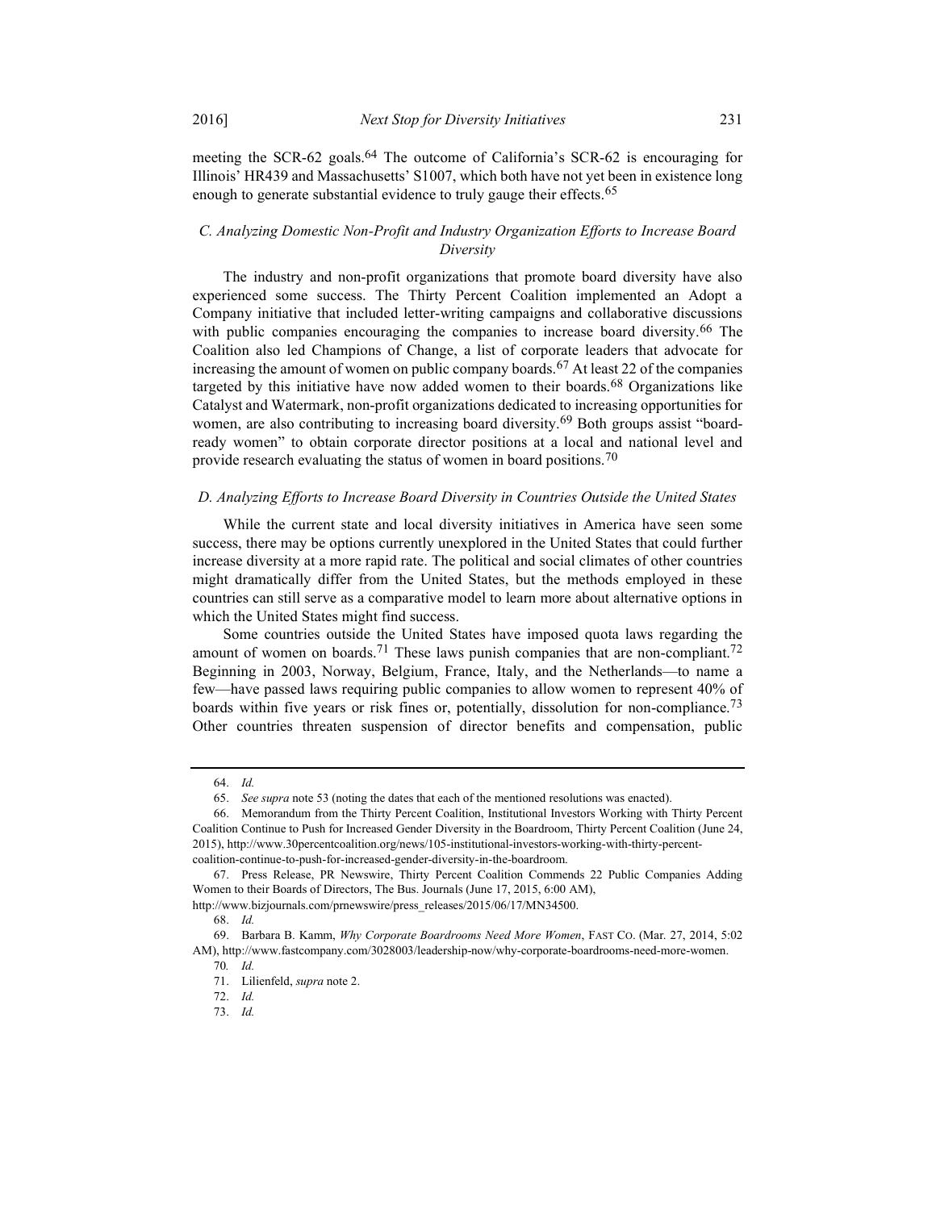meeting the SCR-62 goals.[64] The outcome of California's SCR-62 is encouraging for Illinois' HR439 and Massachusetts' S1007, which both have not yet been in existence long enough to generate substantial evidence to truly gauge their effects.[65]

### *C. Analyzing Domestic Non-Profit and Industry Organization Efforts to Increase Board Diversity*

The industry and non-profit organizations that promote board diversity have also experienced some success. The Thirty Percent Coalition implemented an Adopt a Company initiative that included letter-writing campaigns and collaborative discussions with public companies encouraging the companies to increase board diversity.[66] The Coalition also led Champions of Change, a list of corporate leaders that advocate for increasing the amount of women on public company boards.[67] At least 22 of the companies targeted by this initiative have now added women to their boards.[68] Organizations like Catalyst and Watermark, non-profit organizations dedicated to increasing opportunities for women, are also contributing to increasing board diversity.[69] Both groups assist "board-ready women" to obtain corporate director positions at a local and national level and provide research evaluating the status of women in board positions.[70]

### *D. Analyzing Efforts to Increase Board Diversity in Countries Outside the United States*

While the current state and local diversity initiatives in America have seen some success, there may be options currently unexplored in the United States that could further increase diversity at a more rapid rate. The political and social climates of other countries might dramatically differ from the United States, but the methods employed in these countries can still serve as a comparative model to learn more about alternative options in which the United States might find success.

Some countries outside the United States have imposed quota laws regarding the amount of women on boards.[71] These laws punish companies that are non-compliant.[72] Beginning in 2003, Norway, Belgium, France, Italy, and the Netherlands—to name a few—have passed laws requiring public companies to allow women to represent 40% of boards within five years or risk fines or, potentially, dissolution for non-compliance.[73] Other countries threaten suspension of director benefits and compensation, public

---

64. *Id.*

65. *See supra* note 53 (noting the dates that each of the mentioned resolutions was enacted).

66. Memorandum from the Thirty Percent Coalition, Institutional Investors Working with Thirty Percent Coalition Continue to Push for Increased Gender Diversity in the Boardroom, Thirty Percent Coalition (June 24, 2015), http://www.30percentcoalition.org/news/105-institutional-investors-working-with-thirty-percent-coalition-continue-to-push-for-increased-gender-diversity-in-the-boardroom.

67. Press Release, PR Newswire, Thirty Percent Coalition Commends 22 Public Companies Adding Women to their Boards of Directors, The Bus. Journals (June 17, 2015, 6:00 AM), http://www.bizjournals.com/prnewswire/press_releases/2015/06/17/MN34500.

68. *Id.*

69. Barbara B. Kamm, *Why Corporate Boardrooms Need More Women*, FAST CO. (Mar. 27, 2014, 5:02 AM), http://www.fastcompany.com/3028003/leadership-now/why-corporate-boardrooms-need-more-women.

70. *Id.*

71. Lilienfeld, *supra* note 2.

72. *Id.*

73. *Id.*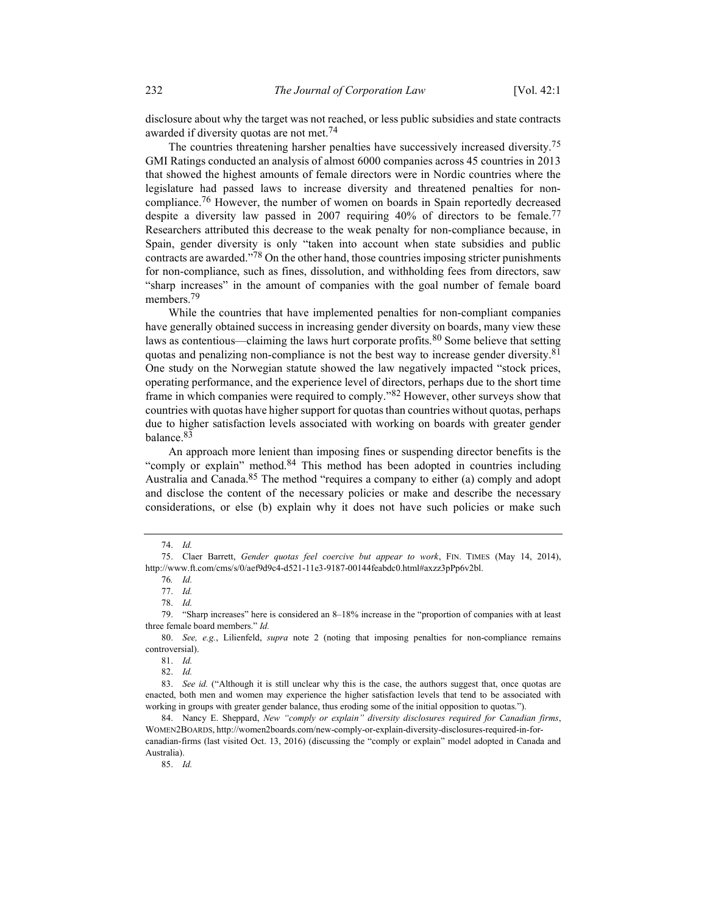disclosure about why the target was not reached, or less public subsidies and state contracts awarded if diversity quotas are not met.[74]

The countries threatening harsher penalties have successively increased diversity.[75] GMI Ratings conducted an analysis of almost 6000 companies across 45 countries in 2013 that showed the highest amounts of female directors were in Nordic countries where the legislature had passed laws to increase diversity and threatened penalties for non-compliance.[76] However, the number of women on boards in Spain reportedly decreased despite a diversity law passed in 2007 requiring 40% of directors to be female.[77] Researchers attributed this decrease to the weak penalty for non-compliance because, in Spain, gender diversity is only "taken into account when state subsidies and public contracts are awarded."[78] On the other hand, those countries imposing stricter punishments for non-compliance, such as fines, dissolution, and withholding fees from directors, saw "sharp increases" in the amount of companies with the goal number of female board members.[79]

While the countries that have implemented penalties for non-compliant companies have generally obtained success in increasing gender diversity on boards, many view these laws as contentious—claiming the laws hurt corporate profits.[80] Some believe that setting quotas and penalizing non-compliance is not the best way to increase gender diversity.[81] One study on the Norwegian statute showed the law negatively impacted "stock prices, operating performance, and the experience level of directors, perhaps due to the short time frame in which companies were required to comply."[82] However, other surveys show that countries with quotas have higher support for quotas than countries without quotas, perhaps due to higher satisfaction levels associated with working on boards with greater gender balance.[83]

An approach more lenient than imposing fines or suspending director benefits is the "comply or explain" method.[84] This method has been adopted in countries including Australia and Canada.[85] The method "requires a company to either (a) comply and adopt and disclose the content of the necessary policies or make and describe the necessary considerations, or else (b) explain why it does not have such policies or make such

---

74. *Id.*

75. Claer Barrett, *Gender quotas feel coercive but appear to work*, FIN. TIMES (May 14, 2014), http://www.ft.com/cms/s/0/aef9d9c4-d521-11e3-9187-00144feabdc0.html#axzz3pPp6v2bl.

76. *Id.*

77. *Id.*

78. *Id.*

79. "Sharp increases" here is considered an 8–18% increase in the "proportion of companies with at least three female board members." *Id.*

80. *See, e.g.*, Lilienfeld, *supra* note 2 (noting that imposing penalties for non-compliance remains controversial).

81. *Id.*

82. *Id.*

83. *See id.* ("Although it is still unclear why this is the case, the authors suggest that, once quotas are enacted, both men and women may experience the higher satisfaction levels that tend to be associated with working in groups with greater gender balance, thus eroding some of the initial opposition to quotas.").

84. Nancy E. Sheppard, *New "comply or explain" diversity disclosures required for Canadian firms*, WOMEN2BOARDS, http://women2boards.com/new-comply-or-explain-diversity-disclosures-required-in-for-canadian-firms (last visited Oct. 13, 2016) (discussing the "comply or explain" model adopted in Canada and Australia).

85. *Id.*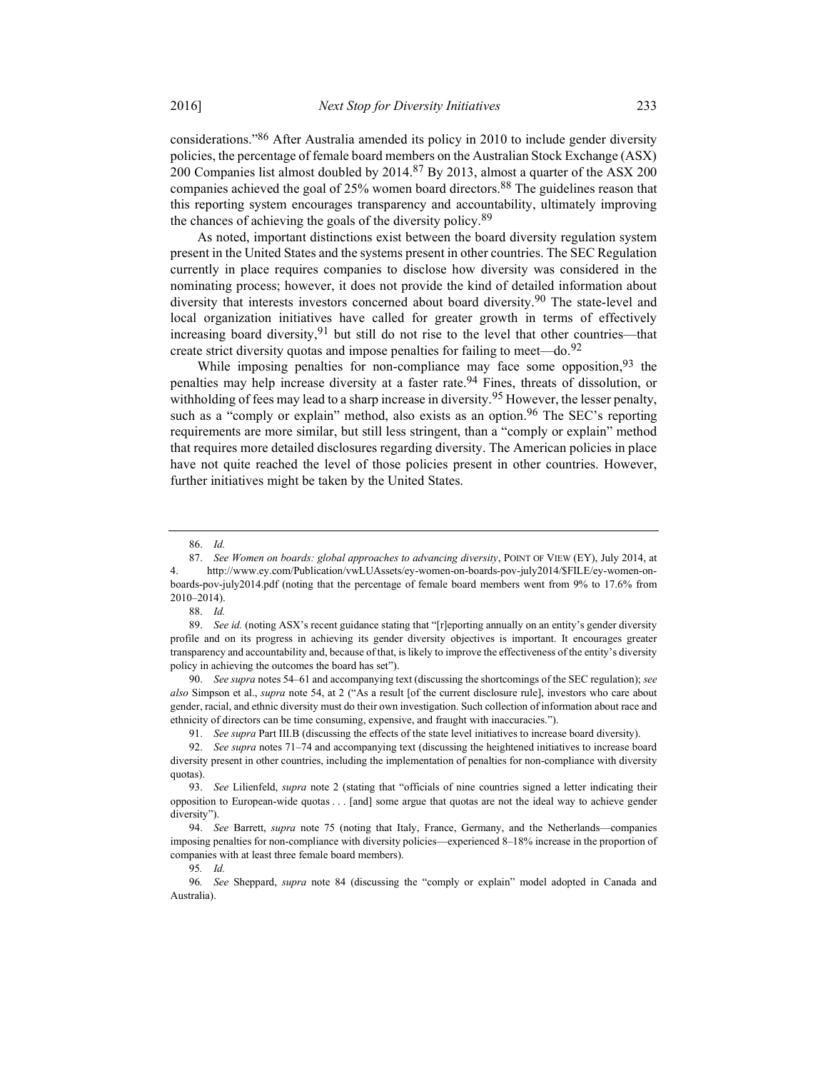considerations."[86] After Australia amended its policy in 2010 to include gender diversity policies, the percentage of female board members on the Australian Stock Exchange (ASX) 200 Companies list almost doubled by 2014.[87] By 2013, almost a quarter of the ASX 200 companies achieved the goal of 25% women board directors.[88] The guidelines reason that this reporting system encourages transparency and accountability, ultimately improving the chances of achieving the goals of the diversity policy.[89]

As noted, important distinctions exist between the board diversity regulation system present in the United States and the systems present in other countries. The SEC Regulation currently in place requires companies to disclose how diversity was considered in the nominating process; however, it does not provide the kind of detailed information about diversity that interests investors concerned about board diversity.[90] The state-level and local organization initiatives have called for greater growth in terms of effectively increasing board diversity,[91] but still do not rise to the level that other countries—that create strict diversity quotas and impose penalties for failing to meet—do.[92]

While imposing penalties for non-compliance may face some opposition,[93] the penalties may help increase diversity at a faster rate.[94] Fines, threats of dissolution, or withholding of fees may lead to a sharp increase in diversity.[95] However, the lesser penalty, such as a "comply or explain" method, also exists as an option.[96] The SEC's reporting requirements are more similar, but still less stringent, than a "comply or explain" method that requires more detailed disclosures regarding diversity. The American policies in place have not quite reached the level of those policies present in other countries. However, further initiatives might be taken by the United States.

---

86. *Id.*

87. *See Women on boards: global approaches to advancing diversity*, POINT OF VIEW (EY), July 2014, at 4, http://www.ey.com/Publication/vwLUAssets/ey-women-on-boards-pov-july2014/$FILE/ey-women-on-boards-pov-july2014.pdf (noting that the percentage of female board members went from 9% to 17.6% from 2010–2014).

88. *Id.*

89. *See id.* (noting ASX's recent guidance stating that "[r]eporting annually on an entity's gender diversity profile and on its progress in achieving its gender diversity objectives is important. It encourages greater transparency and accountability and, because of that, is likely to improve the effectiveness of the entity's diversity policy in achieving the outcomes the board has set").

90. *See supra* notes 54–61 and accompanying text (discussing the shortcomings of the SEC regulation); *see also* Simpson et al., *supra* note 54, at 2 ("As a result [of the current disclosure rule], investors who care about gender, racial, and ethnic diversity must do their own investigation. Such collection of information about race and ethnicity of directors can be time consuming, expensive, and fraught with inaccuracies.").

91. *See supra* Part III.B (discussing the effects of the state level initiatives to increase board diversity).

92. *See supra* notes 71–74 and accompanying text (discussing the heightened initiatives to increase board diversity present in other countries, including the implementation of penalties for non-compliance with diversity quotas).

93. *See* Lilienfeld, *supra* note 2 (stating that "officials of nine countries signed a letter indicating their opposition to European-wide quotas . . . [and] some argue that quotas are not the ideal way to achieve gender diversity").

94. *See* Barrett, *supra* note 75 (noting that Italy, France, Germany, and the Netherlands—companies imposing penalties for non-compliance with diversity policies—experienced 8–18% increase in the proportion of companies with at least three female board members).

95. *Id.*

96. *See* Sheppard, *supra* note 84 (discussing the "comply or explain" model adopted in Canada and Australia).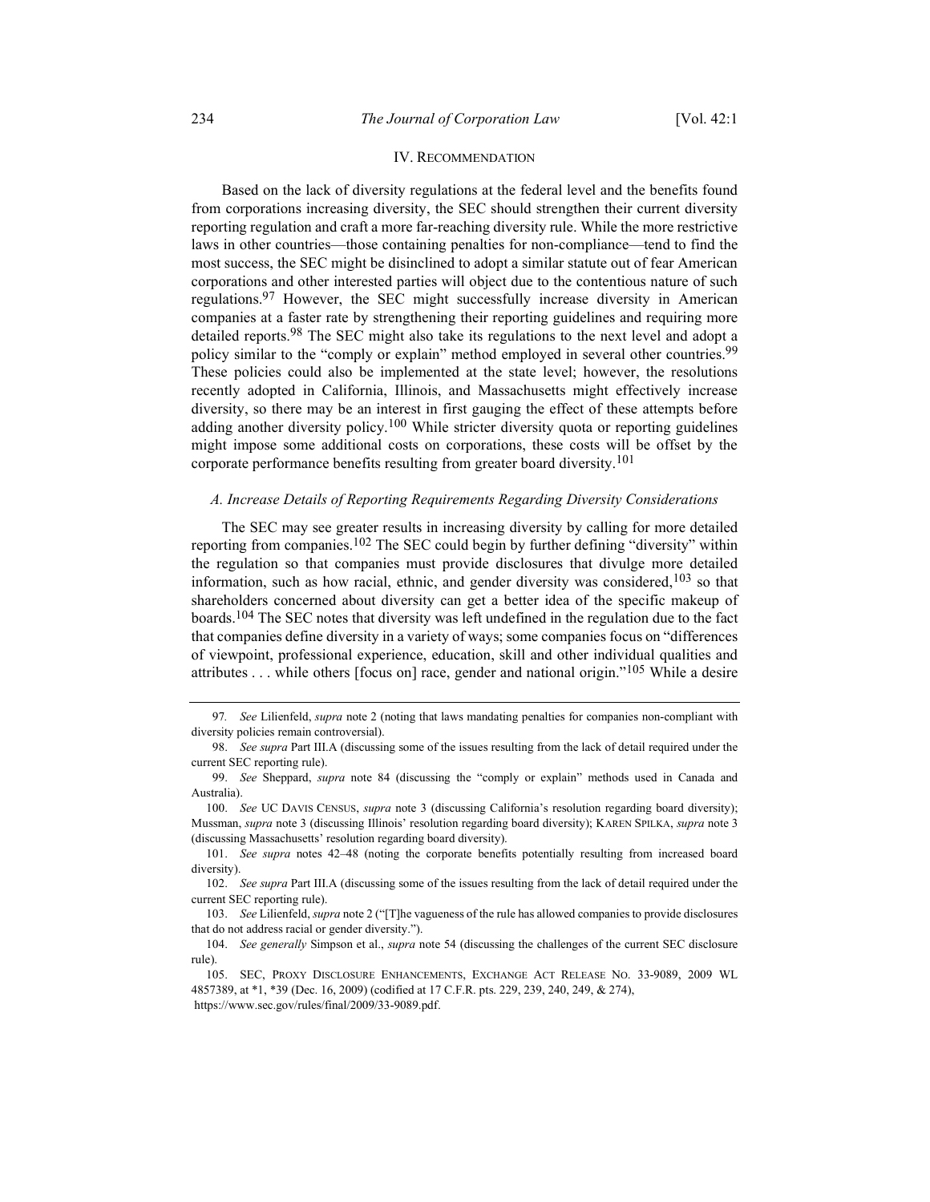## IV. RECOMMENDATION

Based on the lack of diversity regulations at the federal level and the benefits found from corporations increasing diversity, the SEC should strengthen their current diversity reporting regulation and craft a more far-reaching diversity rule. While the more restrictive laws in other countries—those containing penalties for non-compliance—tend to find the most success, the SEC might be disinclined to adopt a similar statute out of fear American corporations and other interested parties will object due to the contentious nature of such regulations.[97] However, the SEC might successfully increase diversity in American companies at a faster rate by strengthening their reporting guidelines and requiring more detailed reports.[98] The SEC might also take its regulations to the next level and adopt a policy similar to the "comply or explain" method employed in several other countries.[99] These policies could also be implemented at the state level; however, the resolutions recently adopted in California, Illinois, and Massachusetts might effectively increase diversity, so there may be an interest in first gauging the effect of these attempts before adding another diversity policy.[100] While stricter diversity quota or reporting guidelines might impose some additional costs on corporations, these costs will be offset by the corporate performance benefits resulting from greater board diversity.[101]

### *A. Increase Details of Reporting Requirements Regarding Diversity Considerations*

The SEC may see greater results in increasing diversity by calling for more detailed reporting from companies.[102] The SEC could begin by further defining "diversity" within the regulation so that companies must provide disclosures that divulge more detailed information, such as how racial, ethnic, and gender diversity was considered,[103] so that shareholders concerned about diversity can get a better idea of the specific makeup of boards.[104] The SEC notes that diversity was left undefined in the regulation due to the fact that companies define diversity in a variety of ways; some companies focus on "differences of viewpoint, professional experience, education, skill and other individual qualities and attributes . . . while others [focus on] race, gender and national origin."[105] While a desire

---

97. *See* Lilienfeld, *supra* note 2 (noting that laws mandating penalties for companies non-compliant with diversity policies remain controversial).

98. *See supra* Part III.A (discussing some of the issues resulting from the lack of detail required under the current SEC reporting rule).

99. *See* Sheppard, *supra* note 84 (discussing the "comply or explain" methods used in Canada and Australia).

100. *See* UC DAVIS CENSUS, *supra* note 3 (discussing California's resolution regarding board diversity); Mussman, *supra* note 3 (discussing Illinois' resolution regarding board diversity); KAREN SPILKA, *supra* note 3 (discussing Massachusetts' resolution regarding board diversity).

101. *See supra* notes 42–48 (noting the corporate benefits potentially resulting from increased board diversity).

102. *See supra* Part III.A (discussing some of the issues resulting from the lack of detail required under the current SEC reporting rule).

103. *See* Lilienfeld, *supra* note 2 ("[T]he vagueness of the rule has allowed companies to provide disclosures that do not address racial or gender diversity.").

104. *See generally* Simpson et al., *supra* note 54 (discussing the challenges of the current SEC disclosure rule).

105. SEC, PROXY DISCLOSURE ENHANCEMENTS, EXCHANGE ACT RELEASE NO. 33-9089, 2009 WL 4857389, at *1, *39 (Dec. 16, 2009) (codified at 17 C.F.R. pts. 229, 239, 240, 249, & 274), https://www.sec.gov/rules/final/2009/33-9089.pdf.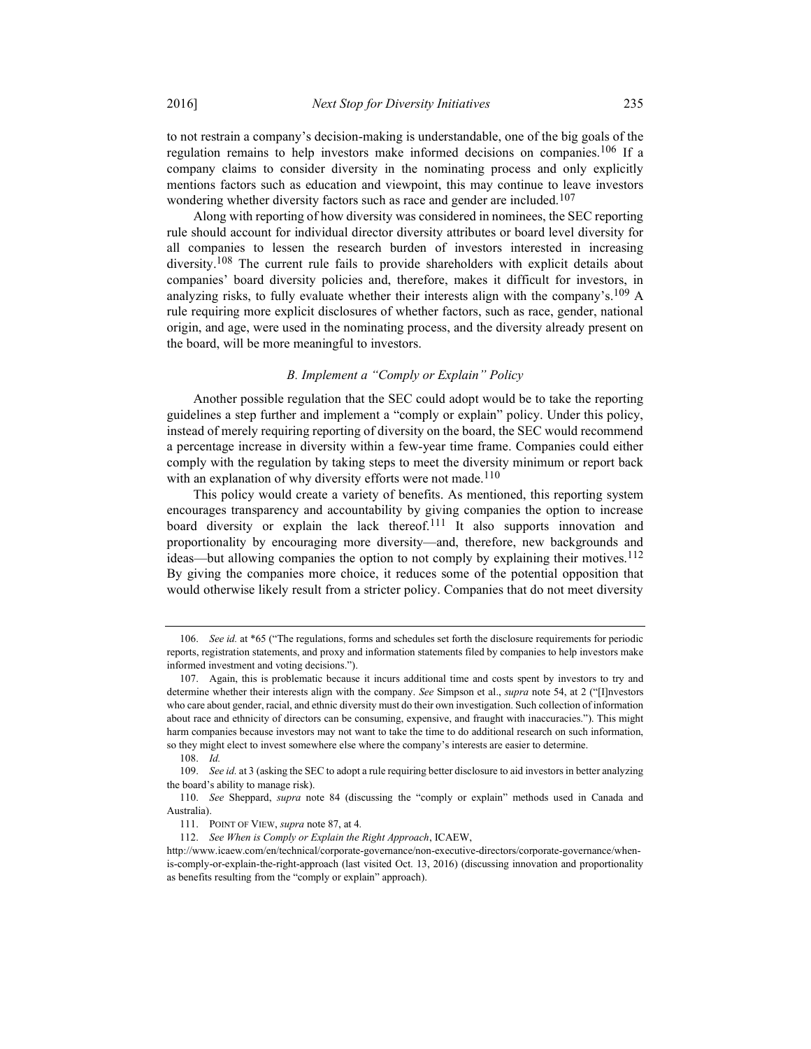to not restrain a company's decision-making is understandable, one of the big goals of the regulation remains to help investors make informed decisions on companies.[106] If a company claims to consider diversity in the nominating process and only explicitly mentions factors such as education and viewpoint, this may continue to leave investors wondering whether diversity factors such as race and gender are included.[107]

Along with reporting of how diversity was considered in nominees, the SEC reporting rule should account for individual director diversity attributes or board level diversity for all companies to lessen the research burden of investors interested in increasing diversity.[108] The current rule fails to provide shareholders with explicit details about companies' board diversity policies and, therefore, makes it difficult for investors, in analyzing risks, to fully evaluate whether their interests align with the company's.[109] A rule requiring more explicit disclosures of whether factors, such as race, gender, national origin, and age, were used in the nominating process, and the diversity already present on the board, will be more meaningful to investors.

### *B. Implement a "Comply or Explain" Policy*

Another possible regulation that the SEC could adopt would be to take the reporting guidelines a step further and implement a "comply or explain" policy. Under this policy, instead of merely requiring reporting of diversity on the board, the SEC would recommend a percentage increase in diversity within a few-year time frame. Companies could either comply with the regulation by taking steps to meet the diversity minimum or report back with an explanation of why diversity efforts were not made.[110]

This policy would create a variety of benefits. As mentioned, this reporting system encourages transparency and accountability by giving companies the option to increase board diversity or explain the lack thereof.[111] It also supports innovation and proportionality by encouraging more diversity—and, therefore, new backgrounds and ideas—but allowing companies the option to not comply by explaining their motives.[112] By giving the companies more choice, it reduces some of the potential opposition that would otherwise likely result from a stricter policy. Companies that do not meet diversity

---

106. *See id.* at \*65 ("The regulations, forms and schedules set forth the disclosure requirements for periodic reports, registration statements, and proxy and information statements filed by companies to help investors make informed investment and voting decisions.").

107. Again, this is problematic because it incurs additional time and costs spent by investors to try and determine whether their interests align with the company. *See* Simpson et al., *supra* note 54, at 2 ("[I]nvestors who care about gender, racial, and ethnic diversity must do their own investigation. Such collection of information about race and ethnicity of directors can be consuming, expensive, and fraught with inaccuracies."). This might harm companies because investors may not want to take the time to do additional research on such information, so they might elect to invest somewhere else where the company's interests are easier to determine.

108. *Id.*

109. *See id.* at 3 (asking the SEC to adopt a rule requiring better disclosure to aid investors in better analyzing the board's ability to manage risk).

110. *See* Sheppard, *supra* note 84 (discussing the "comply or explain" methods used in Canada and Australia).

111. POINT OF VIEW, *supra* note 87, at 4.

112. *See When is Comply or Explain the Right Approach*, ICAEW, http://www.icaew.com/en/technical/corporate-governance/non-executive-directors/corporate-governance/when-is-comply-or-explain-the-right-approach (last visited Oct. 13, 2016) (discussing innovation and proportionality as benefits resulting from the "comply or explain" approach).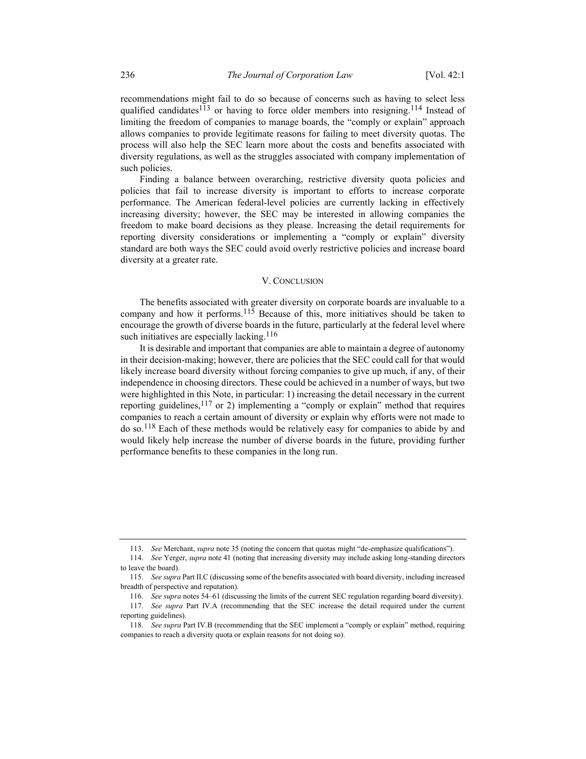recommendations might fail to do so because of concerns such as having to select less qualified candidates[113] or having to force older members into resigning.[114] Instead of limiting the freedom of companies to manage boards, the "comply or explain" approach allows companies to provide legitimate reasons for failing to meet diversity quotas. The process will also help the SEC learn more about the costs and benefits associated with diversity regulations, as well as the struggles associated with company implementation of such policies.

Finding a balance between overarching, restrictive diversity quota policies and policies that fail to increase diversity is important to efforts to increase corporate performance. The American federal-level policies are currently lacking in effectively increasing diversity; however, the SEC may be interested in allowing companies the freedom to make board decisions as they please. Increasing the detail requirements for reporting diversity considerations or implementing a "comply or explain" diversity standard are both ways the SEC could avoid overly restrictive policies and increase board diversity at a greater rate.

## V. CONCLUSION

The benefits associated with greater diversity on corporate boards are invaluable to a company and how it performs.[115] Because of this, more initiatives should be taken to encourage the growth of diverse boards in the future, particularly at the federal level where such initiatives are especially lacking.[116]

It is desirable and important that companies are able to maintain a degree of autonomy in their decision-making; however, there are policies that the SEC could call for that would likely increase board diversity without forcing companies to give up much, if any, of their independence in choosing directors. These could be achieved in a number of ways, but two were highlighted in this Note, in particular: 1) increasing the detail necessary in the current reporting guidelines,[117] or 2) implementing a "comply or explain" method that requires companies to reach a certain amount of diversity or explain why efforts were not made to do so.[118] Each of these methods would be relatively easy for companies to abide by and would likely help increase the number of diverse boards in the future, providing further performance benefits to these companies in the long run.

---

113. *See* Merchant, *supra* note 35 (noting the concern that quotas might "de-emphasize qualifications").

114. *See* Yerger, *supra* note 41 (noting that increasing diversity may include asking long-standing directors to leave the board).

115. *See supra* Part II.C (discussing some of the benefits associated with board diversity, including increased breadth of perspective and reputation).

116. *See supra* notes 54–61 (discussing the limits of the current SEC regulation regarding board diversity).

117. *See supra* Part IV.A (recommending that the SEC increase the detail required under the current reporting guidelines).

118. *See supra* Part IV.B (recommending that the SEC implement a "comply or explain" method, requiring companies to reach a diversity quota or explain reasons for not doing so).